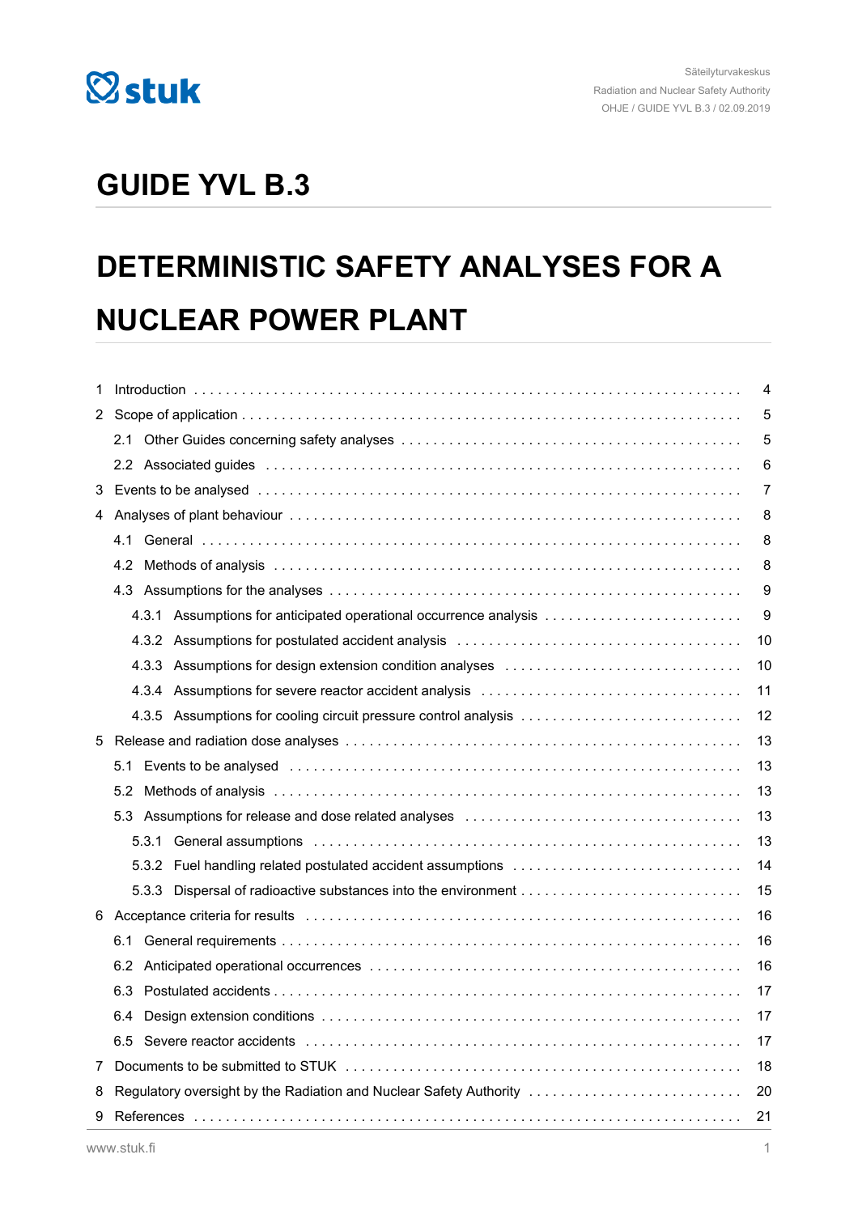# GUIDE YVL B.3

# DETERMINISTIC SAFETY ANALYSES FOR A NUCLEAR POWER PLANT

| | |
|---|---|
| 1 Introduction | 4 |
| 2 Scope of application | 5 |
| 2.1 Other Guides concerning safety analyses | 5 |
| 2.2 Associated guides | 6 |
| 3 Events to be analysed | 7 |
| 4 Analyses of plant behaviour | 8 |
| 4.1 General | 8 |
| 4.2 Methods of analysis | 8 |
| 4.3 Assumptions for the analyses | 9 |
| 4.3.1 Assumptions for anticipated operational occurrence analysis | 9 |
| 4.3.2 Assumptions for postulated accident analysis | 10 |
| 4.3.3 Assumptions for design extension condition analyses | 10 |
| 4.3.4 Assumptions for severe reactor accident analysis | 11 |
| 4.3.5 Assumptions for cooling circuit pressure control analysis | 12 |
| 5 Release and radiation dose analyses | 13 |
| 5.1 Events to be analysed | 13 |
| 5.2 Methods of analysis | 13 |
| 5.3 Assumptions for release and dose related analyses | 13 |
| 5.3.1 General assumptions | 13 |
| 5.3.2 Fuel handling related postulated accident assumptions | 14 |
| 5.3.3 Dispersal of radioactive substances into the environment | 15 |
| 6 Acceptance criteria for results | 16 |
| 6.1 General requirements | 16 |
| 6.2 Anticipated operational occurrences | 16 |
| 6.3 Postulated accidents | 17 |
| 6.4 Design extension conditions | 17 |
| 6.5 Severe reactor accidents | 17 |
| 7 Documents to be submitted to STUK | 18 |
| 8 Regulatory oversight by the Radiation and Nuclear Safety Authority | 20 |
| 9 References | 21 |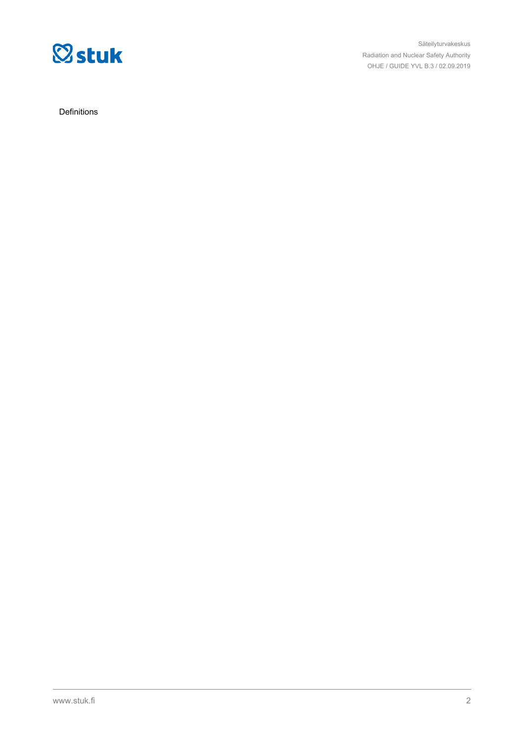Definitions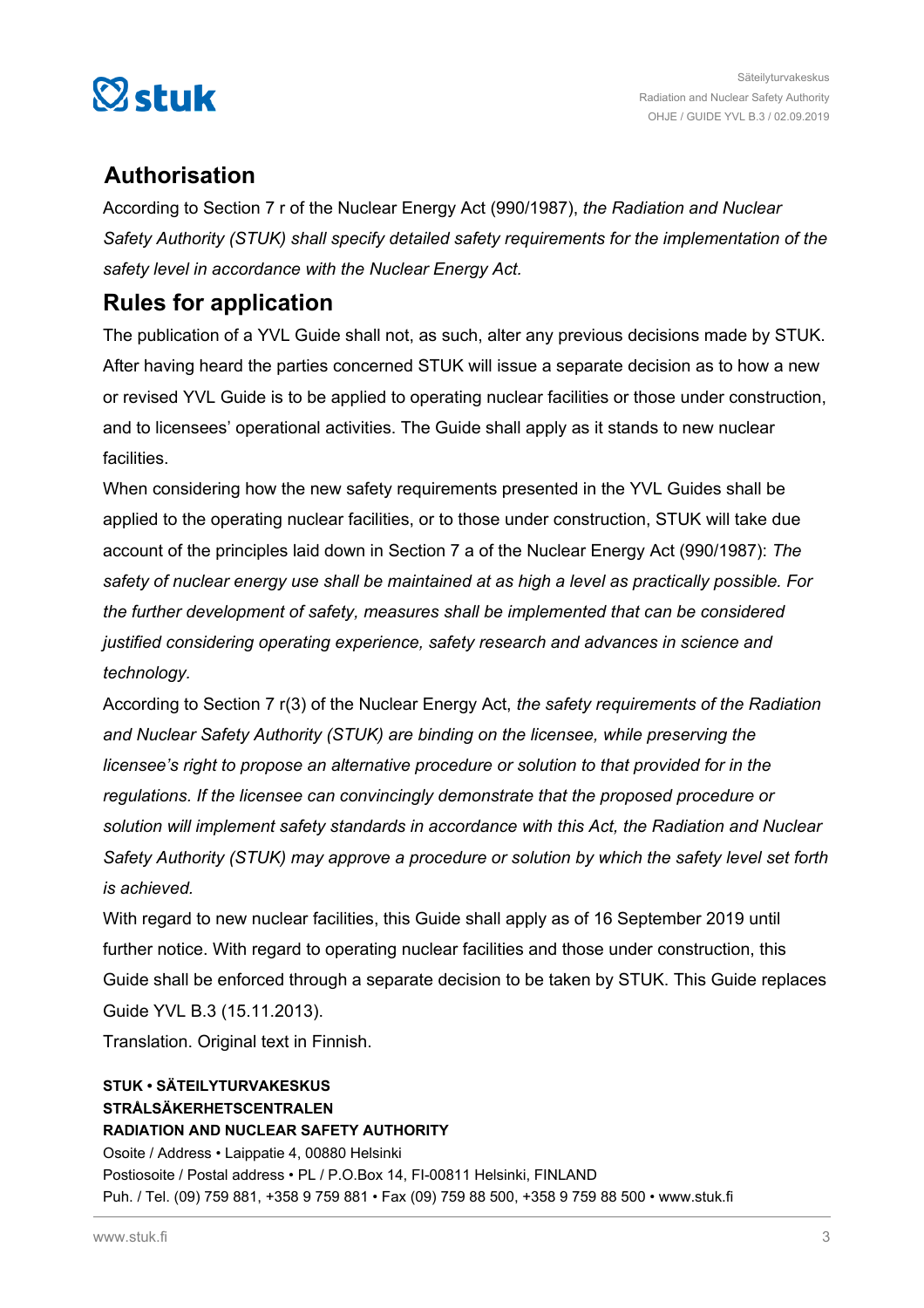## Authorisation

According to Section 7 r of the Nuclear Energy Act (990/1987), *the Radiation and Nuclear Safety Authority (STUK) shall specify detailed safety requirements for the implementation of the safety level in accordance with the Nuclear Energy Act.*

## Rules for application

The publication of a YVL Guide shall not, as such, alter any previous decisions made by STUK. After having heard the parties concerned STUK will issue a separate decision as to how a new or revised YVL Guide is to be applied to operating nuclear facilities or those under construction, and to licensees' operational activities. The Guide shall apply as it stands to new nuclear facilities.

When considering how the new safety requirements presented in the YVL Guides shall be applied to the operating nuclear facilities, or to those under construction, STUK will take due account of the principles laid down in Section 7 a of the Nuclear Energy Act (990/1987): *The safety of nuclear energy use shall be maintained at as high a level as practically possible. For the further development of safety, measures shall be implemented that can be considered justified considering operating experience, safety research and advances in science and technology.*

According to Section 7 r(3) of the Nuclear Energy Act, *the safety requirements of the Radiation and Nuclear Safety Authority (STUK) are binding on the licensee, while preserving the licensee's right to propose an alternative procedure or solution to that provided for in the regulations. If the licensee can convincingly demonstrate that the proposed procedure or solution will implement safety standards in accordance with this Act, the Radiation and Nuclear Safety Authority (STUK) may approve a procedure or solution by which the safety level set forth is achieved.*

With regard to new nuclear facilities, this Guide shall apply as of 16 September 2019 until further notice. With regard to operating nuclear facilities and those under construction, this Guide shall be enforced through a separate decision to be taken by STUK. This Guide replaces Guide YVL B.3 (15.11.2013).

Translation. Original text in Finnish.

**STUK • SÄTEILYTURVAKESKUS**
**STRÅLSÄKERHETSCENTRALEN**
**RADIATION AND NUCLEAR SAFETY AUTHORITY**
Osoite / Address • Laippatie 4, 00880 Helsinki
Postiosoite / Postal address • PL / P.O.Box 14, FI-00811 Helsinki, FINLAND
Puh. / Tel. (09) 759 881, +358 9 759 881 • Fax (09) 759 88 500, +358 9 759 88 500 • www.stuk.fi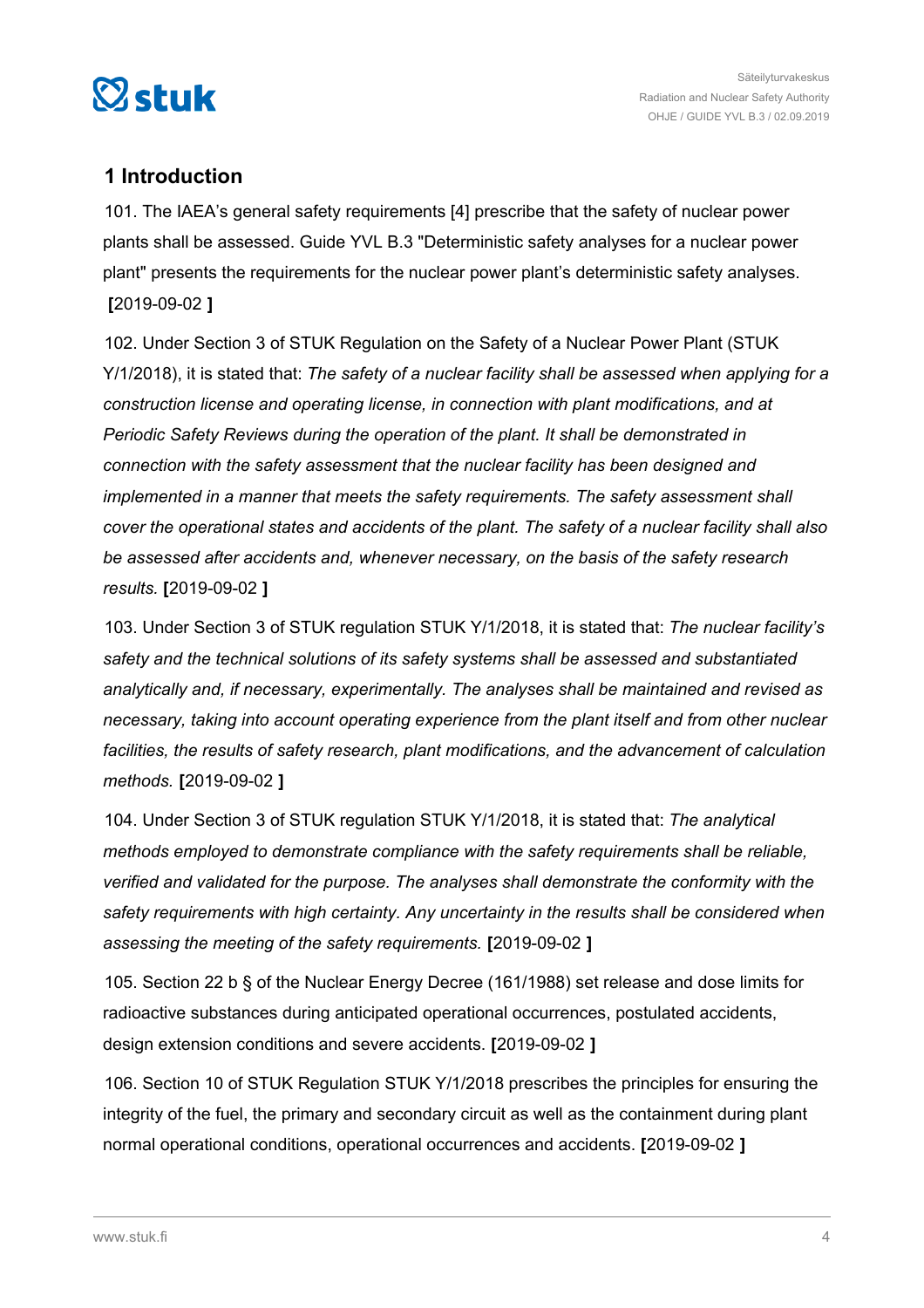## 1 Introduction

101. The IAEA's general safety requirements [4] prescribe that the safety of nuclear power plants shall be assessed. Guide YVL B.3 "Deterministic safety analyses for a nuclear power plant" presents the requirements for the nuclear power plant's deterministic safety analyses. **[**2019-09-02 **]**

102. Under Section 3 of STUK Regulation on the Safety of a Nuclear Power Plant (STUK Y/1/2018), it is stated that: *The safety of a nuclear facility shall be assessed when applying for a construction license and operating license, in connection with plant modifications, and at Periodic Safety Reviews during the operation of the plant. It shall be demonstrated in connection with the safety assessment that the nuclear facility has been designed and implemented in a manner that meets the safety requirements. The safety assessment shall cover the operational states and accidents of the plant. The safety of a nuclear facility shall also be assessed after accidents and, whenever necessary, on the basis of the safety research results.* **[**2019-09-02 **]**

103. Under Section 3 of STUK regulation STUK Y/1/2018, it is stated that: *The nuclear facility's safety and the technical solutions of its safety systems shall be assessed and substantiated analytically and, if necessary, experimentally. The analyses shall be maintained and revised as necessary, taking into account operating experience from the plant itself and from other nuclear facilities, the results of safety research, plant modifications, and the advancement of calculation methods.* **[**2019-09-02 **]**

104. Under Section 3 of STUK regulation STUK Y/1/2018, it is stated that: *The analytical methods employed to demonstrate compliance with the safety requirements shall be reliable, verified and validated for the purpose. The analyses shall demonstrate the conformity with the safety requirements with high certainty. Any uncertainty in the results shall be considered when assessing the meeting of the safety requirements.* **[**2019-09-02 **]**

105. Section 22 b § of the Nuclear Energy Decree (161/1988) set release and dose limits for radioactive substances during anticipated operational occurrences, postulated accidents, design extension conditions and severe accidents. **[**2019-09-02 **]**

106. Section 10 of STUK Regulation STUK Y/1/2018 prescribes the principles for ensuring the integrity of the fuel, the primary and secondary circuit as well as the containment during plant normal operational conditions, operational occurrences and accidents. **[**2019-09-02 **]**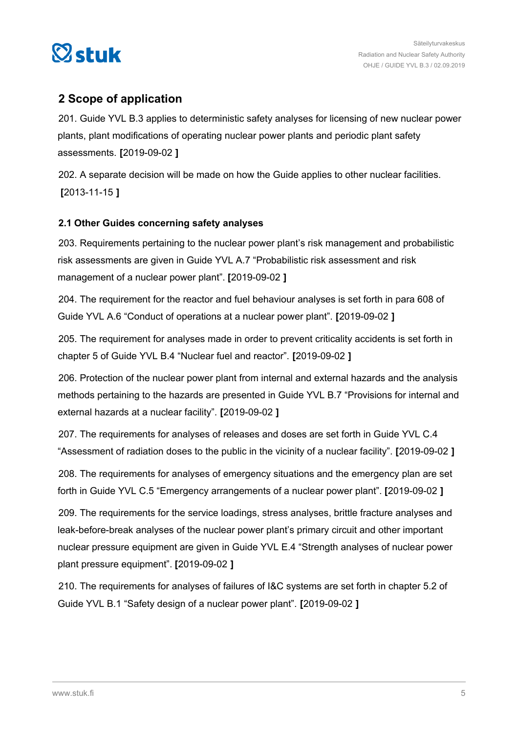## 2 Scope of application

201. Guide YVL B.3 applies to deterministic safety analyses for licensing of new nuclear power plants, plant modifications of operating nuclear power plants and periodic plant safety assessments. **[**2019-09-02 **]**

202. A separate decision will be made on how the Guide applies to other nuclear facilities. **[**2013-11-15 **]**

### 2.1 Other Guides concerning safety analyses

203. Requirements pertaining to the nuclear power plant's risk management and probabilistic risk assessments are given in Guide YVL A.7 "Probabilistic risk assessment and risk management of a nuclear power plant". **[**2019-09-02 **]**

204. The requirement for the reactor and fuel behaviour analyses is set forth in para 608 of Guide YVL A.6 "Conduct of operations at a nuclear power plant". **[**2019-09-02 **]**

205. The requirement for analyses made in order to prevent criticality accidents is set forth in chapter 5 of Guide YVL B.4 "Nuclear fuel and reactor". **[**2019-09-02 **]**

206. Protection of the nuclear power plant from internal and external hazards and the analysis methods pertaining to the hazards are presented in Guide YVL B.7 "Provisions for internal and external hazards at a nuclear facility". **[**2019-09-02 **]**

207. The requirements for analyses of releases and doses are set forth in Guide YVL C.4 "Assessment of radiation doses to the public in the vicinity of a nuclear facility". **[**2019-09-02 **]**

208. The requirements for analyses of emergency situations and the emergency plan are set forth in Guide YVL C.5 "Emergency arrangements of a nuclear power plant". **[**2019-09-02 **]**

209. The requirements for the service loadings, stress analyses, brittle fracture analyses and leak-before-break analyses of the nuclear power plant's primary circuit and other important nuclear pressure equipment are given in Guide YVL E.4 "Strength analyses of nuclear power plant pressure equipment". **[**2019-09-02 **]**

210. The requirements for analyses of failures of I&C systems are set forth in chapter 5.2 of Guide YVL B.1 "Safety design of a nuclear power plant". **[**2019-09-02 **]**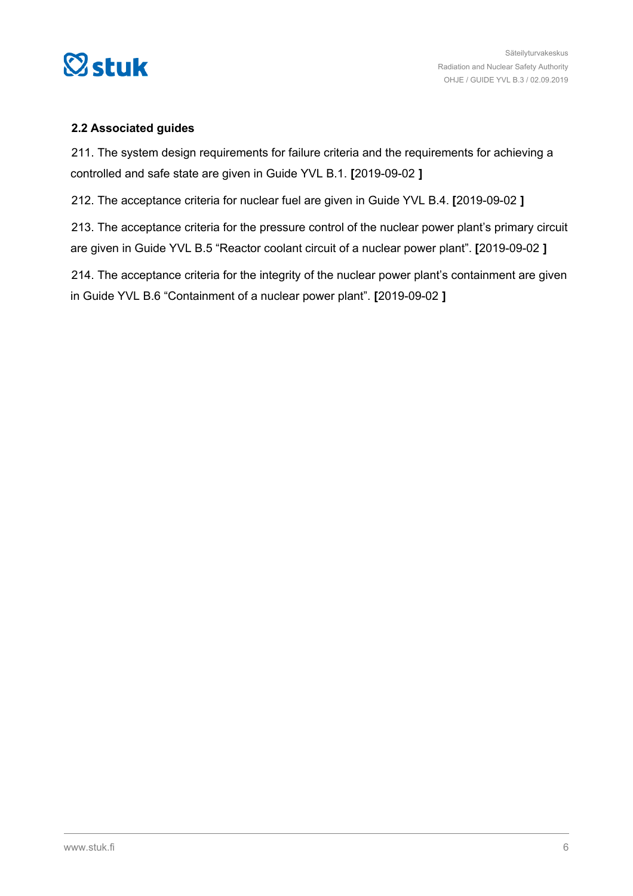## 2.2 Associated guides

211. The system design requirements for failure criteria and the requirements for achieving a controlled and safe state are given in Guide YVL B.1. **[**2019-09-02 **]**

212. The acceptance criteria for nuclear fuel are given in Guide YVL B.4. **[**2019-09-02 **]**

213. The acceptance criteria for the pressure control of the nuclear power plant's primary circuit are given in Guide YVL B.5 "Reactor coolant circuit of a nuclear power plant". **[**2019-09-02 **]**

214. The acceptance criteria for the integrity of the nuclear power plant's containment are given in Guide YVL B.6 "Containment of a nuclear power plant". **[**2019-09-02 **]**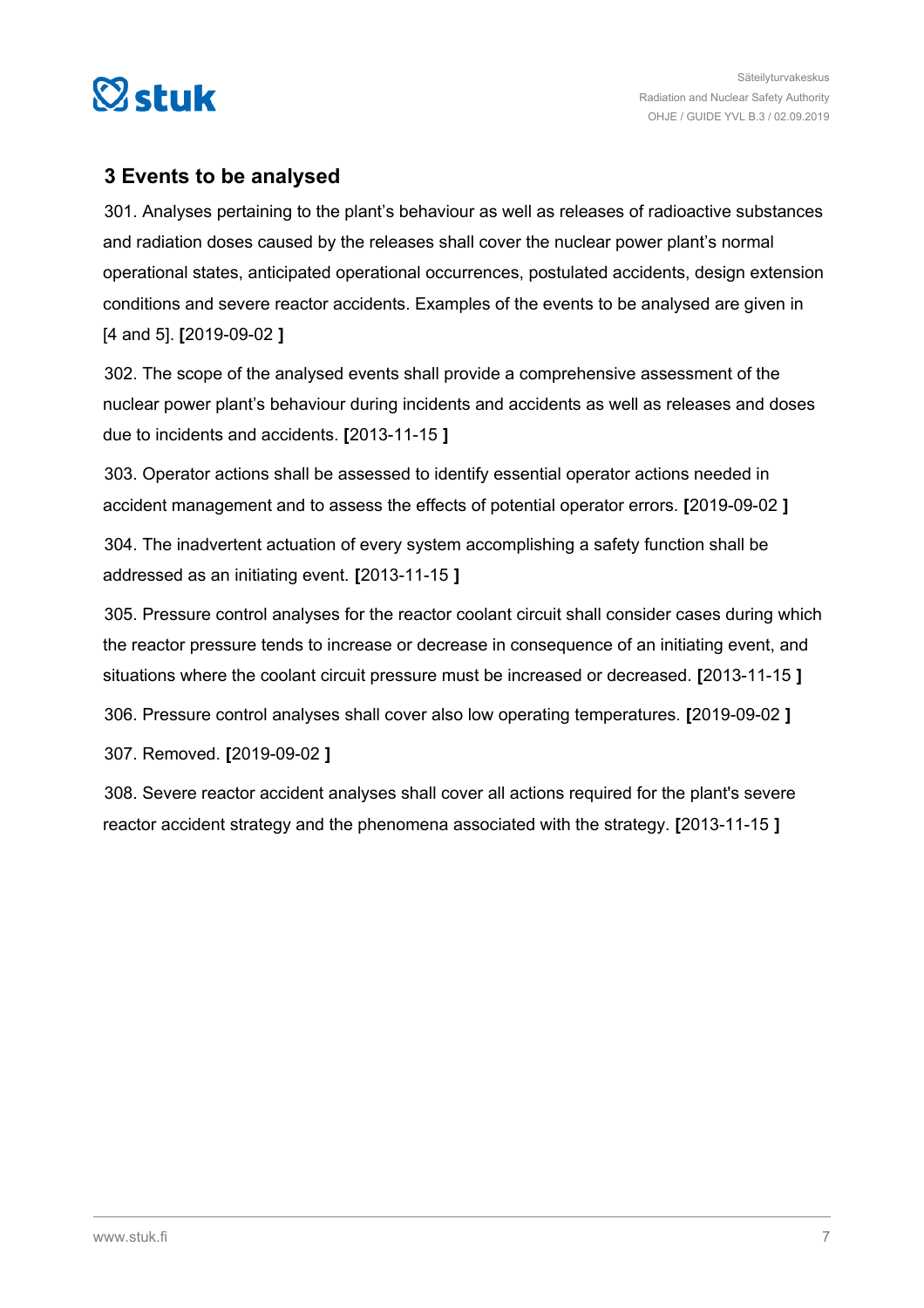## 3 Events to be analysed

301. Analyses pertaining to the plant's behaviour as well as releases of radioactive substances and radiation doses caused by the releases shall cover the nuclear power plant's normal operational states, anticipated operational occurrences, postulated accidents, design extension conditions and severe reactor accidents. Examples of the events to be analysed are given in [4 and 5]. **[**2019-09-02 **]**

302. The scope of the analysed events shall provide a comprehensive assessment of the nuclear power plant's behaviour during incidents and accidents as well as releases and doses due to incidents and accidents. **[**2013-11-15 **]**

303. Operator actions shall be assessed to identify essential operator actions needed in accident management and to assess the effects of potential operator errors. **[**2019-09-02 **]**

304. The inadvertent actuation of every system accomplishing a safety function shall be addressed as an initiating event. **[**2013-11-15 **]**

305. Pressure control analyses for the reactor coolant circuit shall consider cases during which the reactor pressure tends to increase or decrease in consequence of an initiating event, and situations where the coolant circuit pressure must be increased or decreased. **[**2013-11-15 **]**

306. Pressure control analyses shall cover also low operating temperatures. **[**2019-09-02 **]**

307. Removed. **[**2019-09-02 **]**

308. Severe reactor accident analyses shall cover all actions required for the plant's severe reactor accident strategy and the phenomena associated with the strategy. **[**2013-11-15 **]**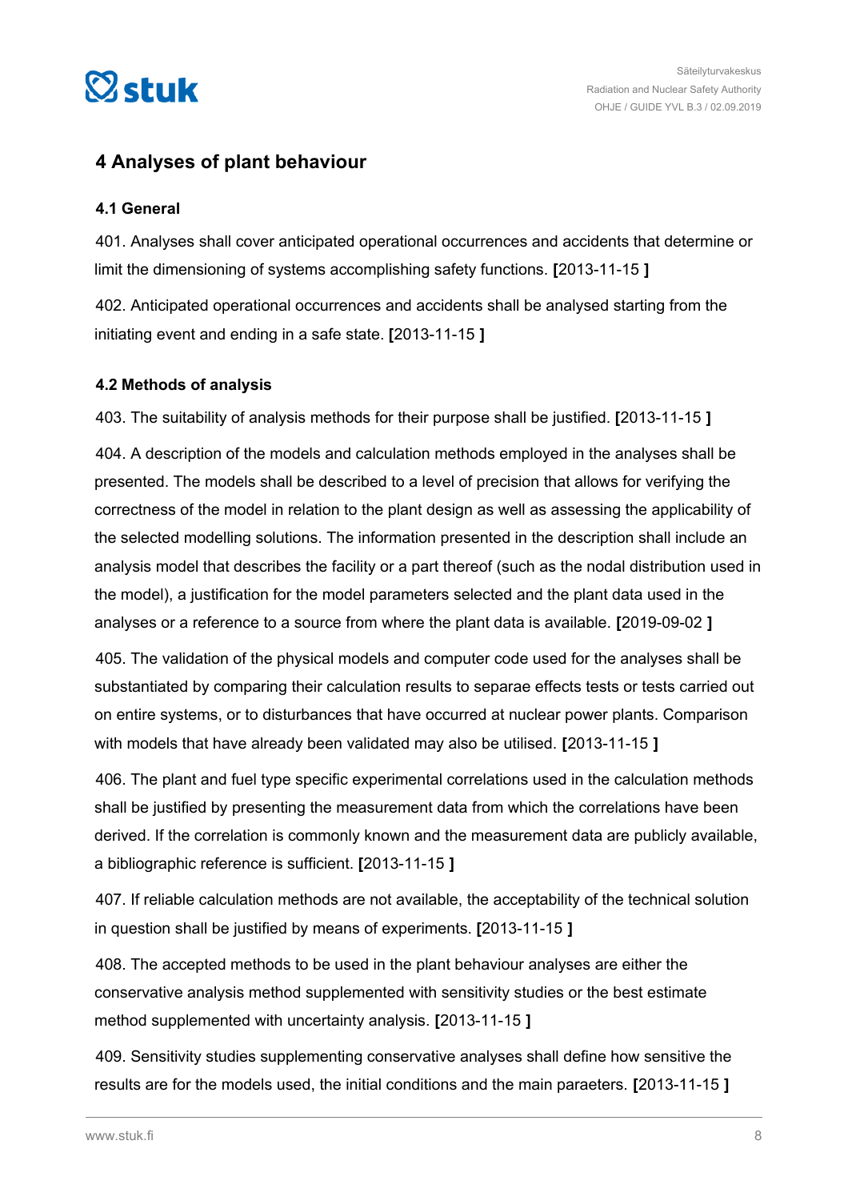## 4 Analyses of plant behaviour

### 4.1 General

401. Analyses shall cover anticipated operational occurrences and accidents that determine or limit the dimensioning of systems accomplishing safety functions. **[**2013-11-15 **]**

402. Anticipated operational occurrences and accidents shall be analysed starting from the initiating event and ending in a safe state. **[**2013-11-15 **]**

### 4.2 Methods of analysis

403. The suitability of analysis methods for their purpose shall be justified. **[**2013-11-15 **]**

404. A description of the models and calculation methods employed in the analyses shall be presented. The models shall be described to a level of precision that allows for verifying the correctness of the model in relation to the plant design as well as assessing the applicability of the selected modelling solutions. The information presented in the description shall include an analysis model that describes the facility or a part thereof (such as the nodal distribution used in the model), a justification for the model parameters selected and the plant data used in the analyses or a reference to a source from where the plant data is available. **[**2019-09-02 **]**

405. The validation of the physical models and computer code used for the analyses shall be substantiated by comparing their calculation results to separae effects tests or tests carried out on entire systems, or to disturbances that have occurred at nuclear power plants. Comparison with models that have already been validated may also be utilised. **[**2013-11-15 **]**

406. The plant and fuel type specific experimental correlations used in the calculation methods shall be justified by presenting the measurement data from which the correlations have been derived. If the correlation is commonly known and the measurement data are publicly available, a bibliographic reference is sufficient. **[**2013-11-15 **]**

407. If reliable calculation methods are not available, the acceptability of the technical solution in question shall be justified by means of experiments. **[**2013-11-15 **]**

408. The accepted methods to be used in the plant behaviour analyses are either the conservative analysis method supplemented with sensitivity studies or the best estimate method supplemented with uncertainty analysis. **[**2013-11-15 **]**

409. Sensitivity studies supplementing conservative analyses shall define how sensitive the results are for the models used, the initial conditions and the main paraeters. **[**2013-11-15 **]**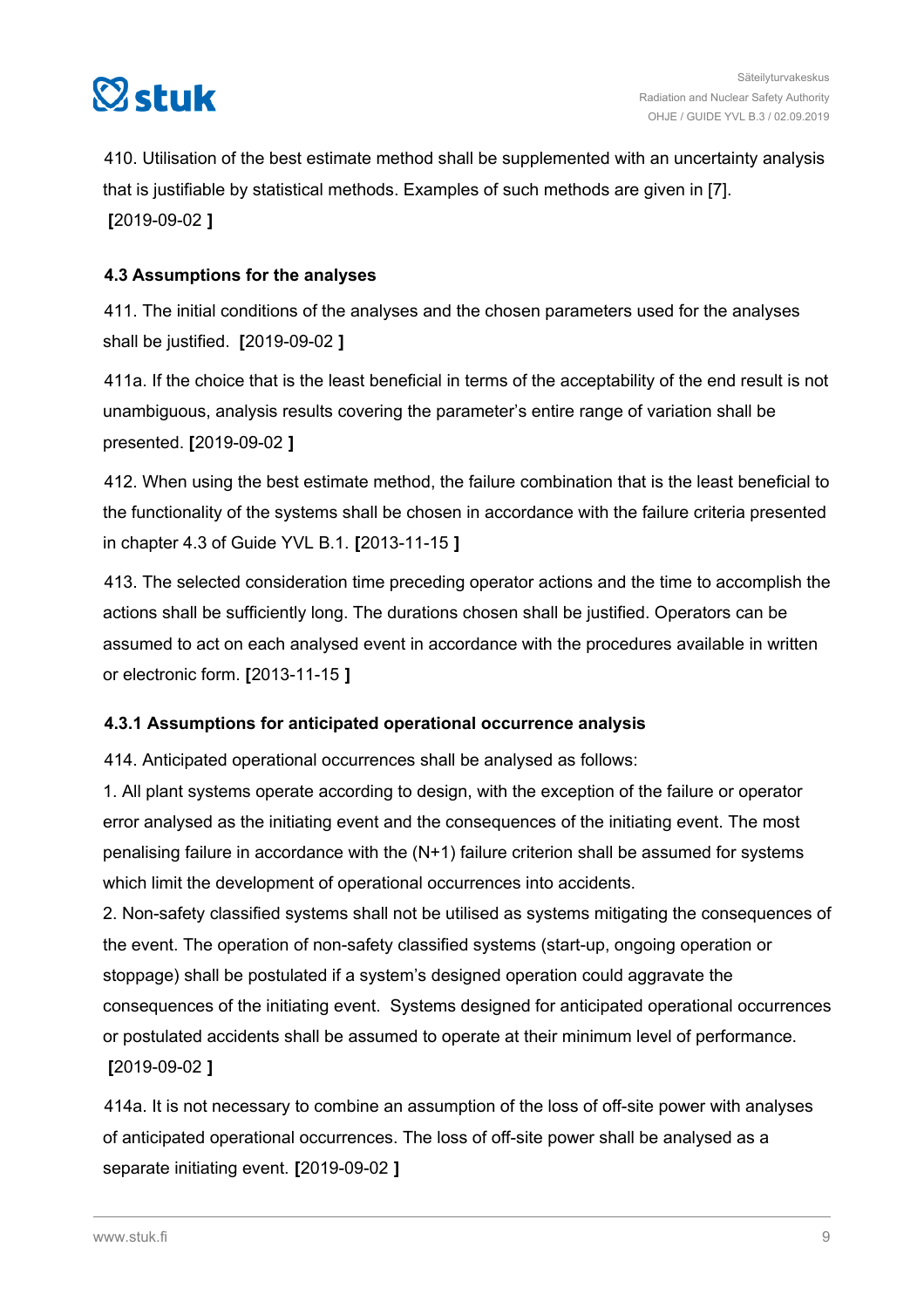410. Utilisation of the best estimate method shall be supplemented with an uncertainty analysis that is justifiable by statistical methods. Examples of such methods are given in [7]. **[**2019-09-02 **]**

### 4.3 Assumptions for the analyses

411. The initial conditions of the analyses and the chosen parameters used for the analyses shall be justified. **[**2019-09-02 **]**

411a. If the choice that is the least beneficial in terms of the acceptability of the end result is not unambiguous, analysis results covering the parameter's entire range of variation shall be presented. **[**2019-09-02 **]**

412. When using the best estimate method, the failure combination that is the least beneficial to the functionality of the systems shall be chosen in accordance with the failure criteria presented in chapter 4.3 of Guide YVL B.1. **[**2013-11-15 **]**

413. The selected consideration time preceding operator actions and the time to accomplish the actions shall be sufficiently long. The durations chosen shall be justified. Operators can be assumed to act on each analysed event in accordance with the procedures available in written or electronic form. **[**2013-11-15 **]**

#### 4.3.1 Assumptions for anticipated operational occurrence analysis

414. Anticipated operational occurrences shall be analysed as follows:

1. All plant systems operate according to design, with the exception of the failure or operator error analysed as the initiating event and the consequences of the initiating event. The most penalising failure in accordance with the (N+1) failure criterion shall be assumed for systems which limit the development of operational occurrences into accidents.
2. Non-safety classified systems shall not be utilised as systems mitigating the consequences of the event. The operation of non-safety classified systems (start-up, ongoing operation or stoppage) shall be postulated if a system's designed operation could aggravate the consequences of the initiating event. Systems designed for anticipated operational occurrences or postulated accidents shall be assumed to operate at their minimum level of performance. **[**2019-09-02 **]**

414a. It is not necessary to combine an assumption of the loss of off-site power with analyses of anticipated operational occurrences. The loss of off-site power shall be analysed as a separate initiating event. **[**2019-09-02 **]**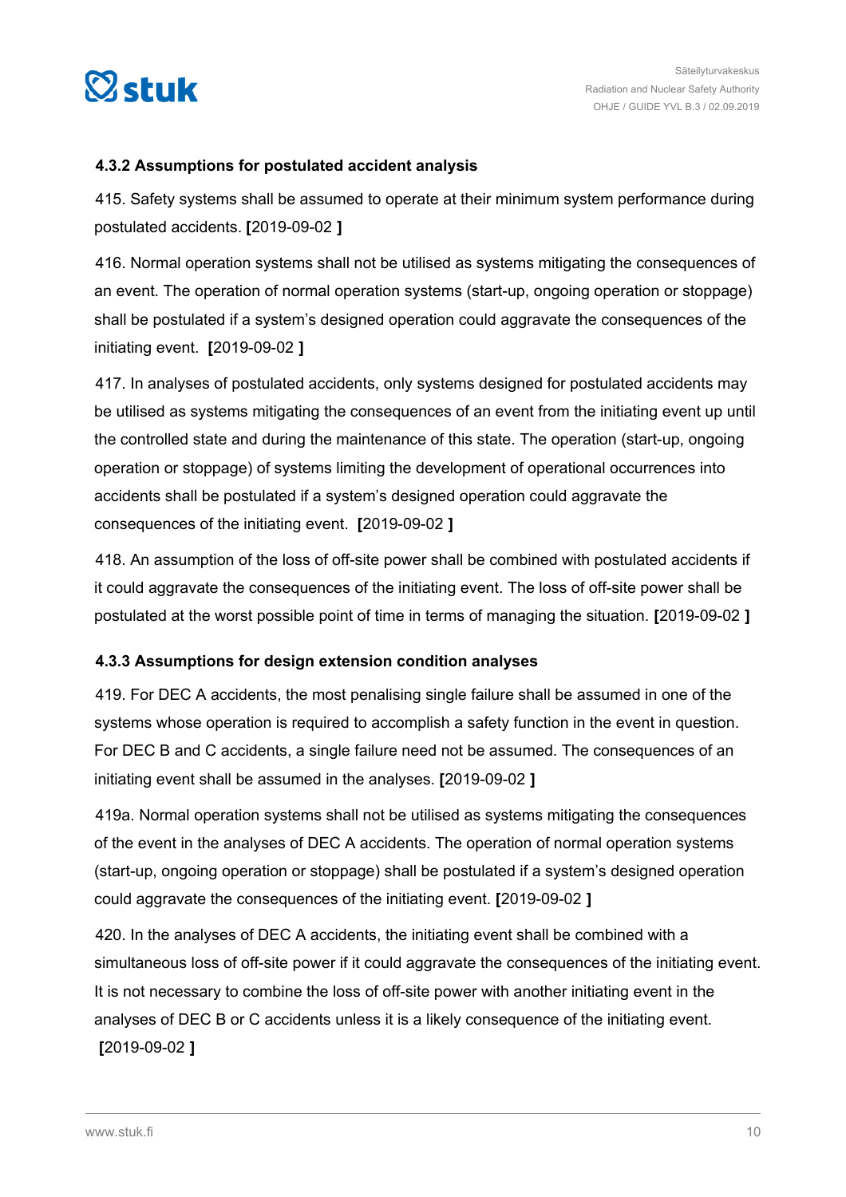#### 4.3.2 Assumptions for postulated accident analysis

415. Safety systems shall be assumed to operate at their minimum system performance during postulated accidents. **[**2019-09-02 **]**

416. Normal operation systems shall not be utilised as systems mitigating the consequences of an event. The operation of normal operation systems (start-up, ongoing operation or stoppage) shall be postulated if a system's designed operation could aggravate the consequences of the initiating event. **[**2019-09-02 **]**

417. In analyses of postulated accidents, only systems designed for postulated accidents may be utilised as systems mitigating the consequences of an event from the initiating event up until the controlled state and during the maintenance of this state. The operation (start-up, ongoing operation or stoppage) of systems limiting the development of operational occurrences into accidents shall be postulated if a system's designed operation could aggravate the consequences of the initiating event. **[**2019-09-02 **]**

418. An assumption of the loss of off-site power shall be combined with postulated accidents if it could aggravate the consequences of the initiating event. The loss of off-site power shall be postulated at the worst possible point of time in terms of managing the situation. **[**2019-09-02 **]**

#### 4.3.3 Assumptions for design extension condition analyses

419. For DEC A accidents, the most penalising single failure shall be assumed in one of the systems whose operation is required to accomplish a safety function in the event in question. For DEC B and C accidents, a single failure need not be assumed. The consequences of an initiating event shall be assumed in the analyses. **[**2019-09-02 **]**

419a. Normal operation systems shall not be utilised as systems mitigating the consequences of the event in the analyses of DEC A accidents. The operation of normal operation systems (start-up, ongoing operation or stoppage) shall be postulated if a system's designed operation could aggravate the consequences of the initiating event. **[**2019-09-02 **]**

420. In the analyses of DEC A accidents, the initiating event shall be combined with a simultaneous loss of off-site power if it could aggravate the consequences of the initiating event. It is not necessary to combine the loss of off-site power with another initiating event in the analyses of DEC B or C accidents unless it is a likely consequence of the initiating event. **[**2019-09-02 **]**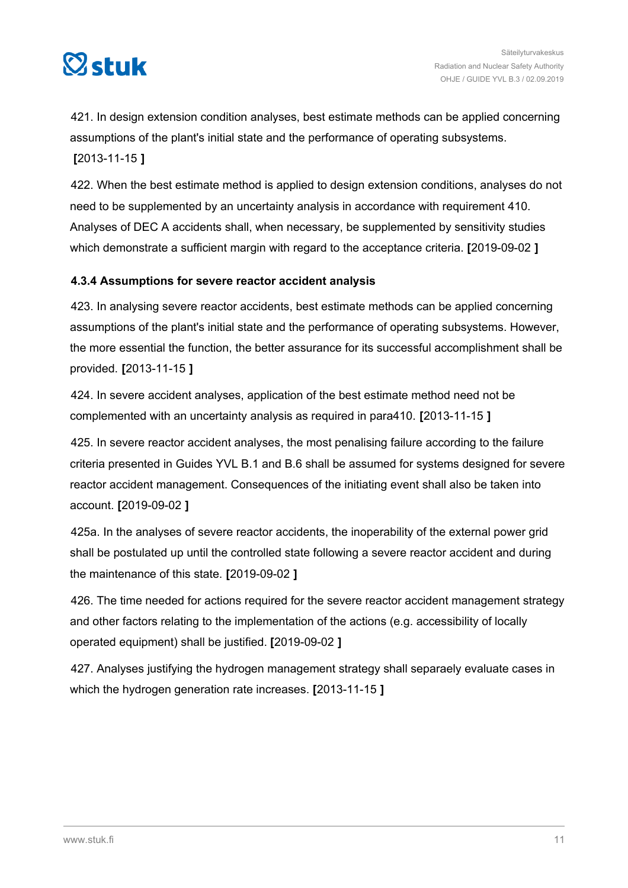421. In design extension condition analyses, best estimate methods can be applied concerning assumptions of the plant's initial state and the performance of operating subsystems. **[**2013-11-15 **]**

422. When the best estimate method is applied to design extension conditions, analyses do not need to be supplemented by an uncertainty analysis in accordance with requirement 410. Analyses of DEC A accidents shall, when necessary, be supplemented by sensitivity studies which demonstrate a sufficient margin with regard to the acceptance criteria. **[**2019-09-02 **]**

#### 4.3.4 Assumptions for severe reactor accident analysis

423. In analysing severe reactor accidents, best estimate methods can be applied concerning assumptions of the plant's initial state and the performance of operating subsystems. However, the more essential the function, the better assurance for its successful accomplishment shall be provided. **[**2013-11-15 **]**

424. In severe accident analyses, application of the best estimate method need not be complemented with an uncertainty analysis as required in para410. **[**2013-11-15 **]**

425. In severe reactor accident analyses, the most penalising failure according to the failure criteria presented in Guides YVL B.1 and B.6 shall be assumed for systems designed for severe reactor accident management. Consequences of the initiating event shall also be taken into account. **[**2019-09-02 **]**

425a. In the analyses of severe reactor accidents, the inoperability of the external power grid shall be postulated up until the controlled state following a severe reactor accident and during the maintenance of this state. **[**2019-09-02 **]**

426. The time needed for actions required for the severe reactor accident management strategy and other factors relating to the implementation of the actions (e.g. accessibility of locally operated equipment) shall be justified. **[**2019-09-02 **]**

427. Analyses justifying the hydrogen management strategy shall separaely evaluate cases in which the hydrogen generation rate increases. **[**2013-11-15 **]**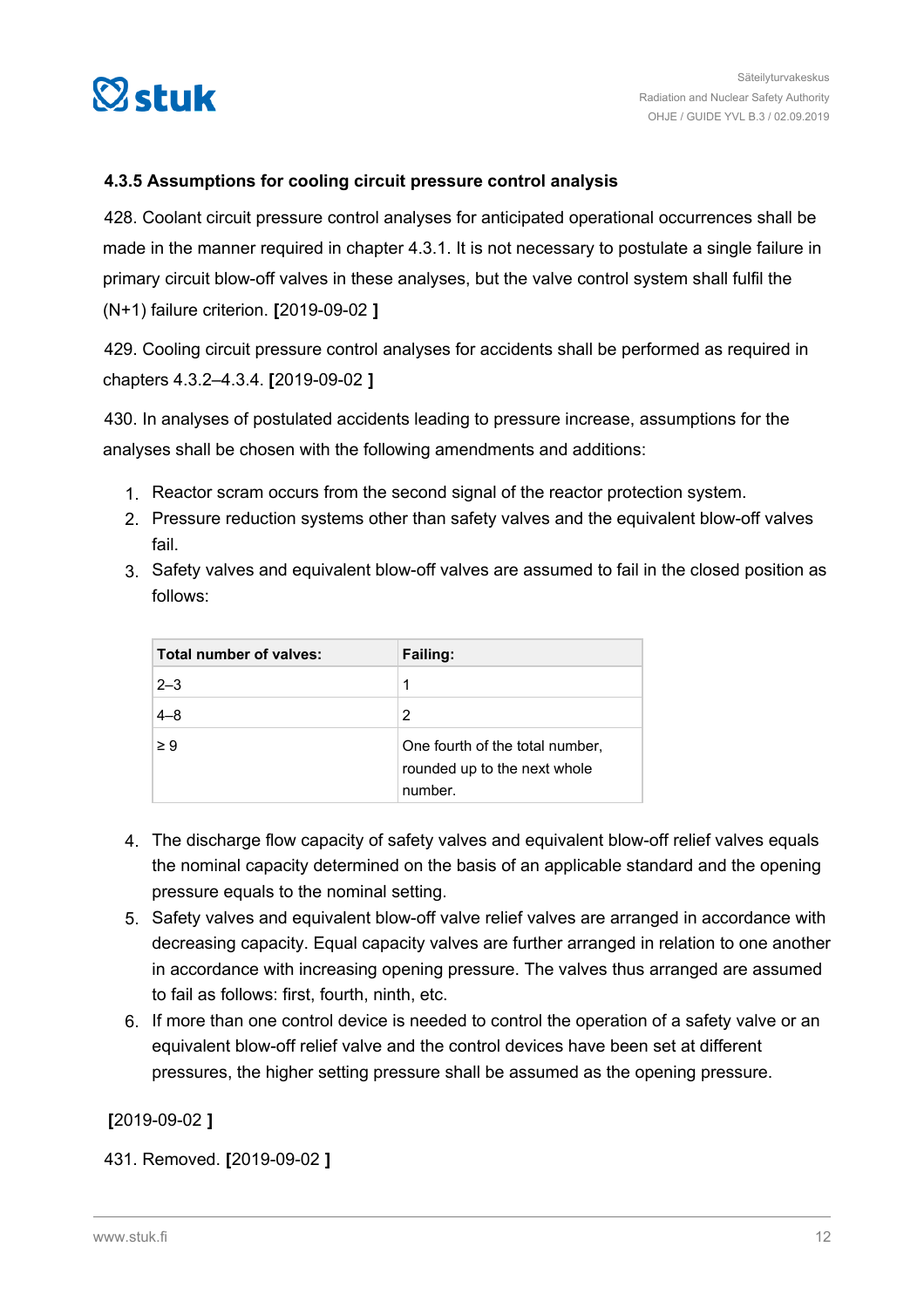### 4.3.5 Assumptions for cooling circuit pressure control analysis

428. Coolant circuit pressure control analyses for anticipated operational occurrences shall be made in the manner required in chapter 4.3.1. It is not necessary to postulate a single failure in primary circuit blow-off valves in these analyses, but the valve control system shall fulfil the (N+1) failure criterion. **[**2019-09-02 **]**

429. Cooling circuit pressure control analyses for accidents shall be performed as required in chapters 4.3.2–4.3.4. **[**2019-09-02 **]**

430. In analyses of postulated accidents leading to pressure increase, assumptions for the analyses shall be chosen with the following amendments and additions:

1. Reactor scram occurs from the second signal of the reactor protection system.
2. Pressure reduction systems other than safety valves and the equivalent blow-off valves fail.
3. Safety valves and equivalent blow-off valves are assumed to fail in the closed position as follows:

| Total number of valves: | Failing: |
|---|---|
| 2–3 | 1 |
| 4–8 | 2 |
| ≥ 9 | One fourth of the total number, rounded up to the next whole number. |

4. The discharge flow capacity of safety valves and equivalent blow-off relief valves equals the nominal capacity determined on the basis of an applicable standard and the opening pressure equals to the nominal setting.
5. Safety valves and equivalent blow-off valve relief valves are arranged in accordance with decreasing capacity. Equal capacity valves are further arranged in relation to one another in accordance with increasing opening pressure. The valves thus arranged are assumed to fail as follows: first, fourth, ninth, etc.
6. If more than one control device is needed to control the operation of a safety valve or an equivalent blow-off relief valve and the control devices have been set at different pressures, the higher setting pressure shall be assumed as the opening pressure.

**[**2019-09-02 **]**

431. Removed. **[**2019-09-02 **]**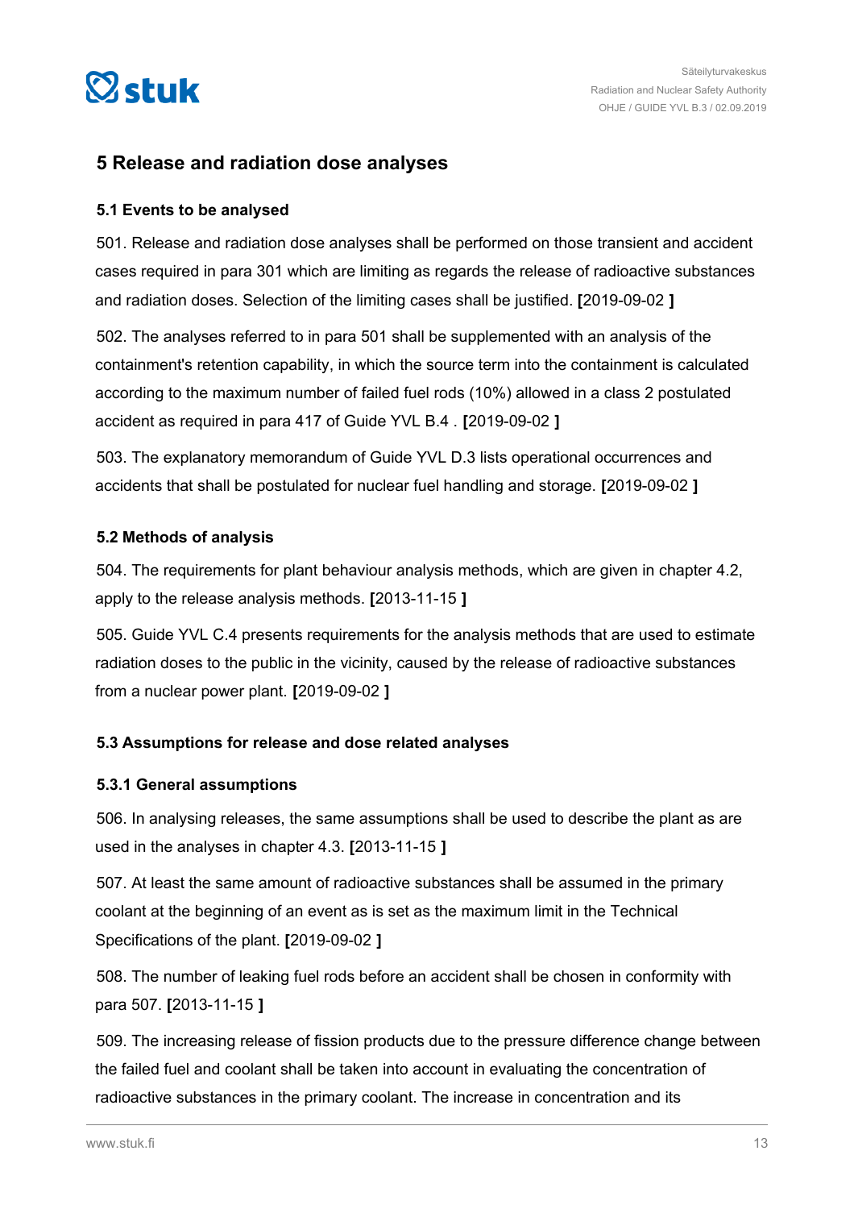## 5 Release and radiation dose analyses

### 5.1 Events to be analysed

501. Release and radiation dose analyses shall be performed on those transient and accident cases required in para 301 which are limiting as regards the release of radioactive substances and radiation doses. Selection of the limiting cases shall be justified. **[**2019-09-02 **]**

502. The analyses referred to in para 501 shall be supplemented with an analysis of the containment's retention capability, in which the source term into the containment is calculated according to the maximum number of failed fuel rods (10%) allowed in a class 2 postulated accident as required in para 417 of Guide YVL B.4 . **[**2019-09-02 **]**

503. The explanatory memorandum of Guide YVL D.3 lists operational occurrences and accidents that shall be postulated for nuclear fuel handling and storage. **[**2019-09-02 **]**

### 5.2 Methods of analysis

504. The requirements for plant behaviour analysis methods, which are given in chapter 4.2, apply to the release analysis methods. **[**2013-11-15 **]**

505. Guide YVL C.4 presents requirements for the analysis methods that are used to estimate radiation doses to the public in the vicinity, caused by the release of radioactive substances from a nuclear power plant. **[**2019-09-02 **]**

### 5.3 Assumptions for release and dose related analyses

#### 5.3.1 General assumptions

506. In analysing releases, the same assumptions shall be used to describe the plant as are used in the analyses in chapter 4.3. **[**2013-11-15 **]**

507. At least the same amount of radioactive substances shall be assumed in the primary coolant at the beginning of an event as is set as the maximum limit in the Technical Specifications of the plant. **[**2019-09-02 **]**

508. The number of leaking fuel rods before an accident shall be chosen in conformity with para 507. **[**2013-11-15 **]**

509. The increasing release of fission products due to the pressure difference change between the failed fuel and coolant shall be taken into account in evaluating the concentration of radioactive substances in the primary coolant. The increase in concentration and its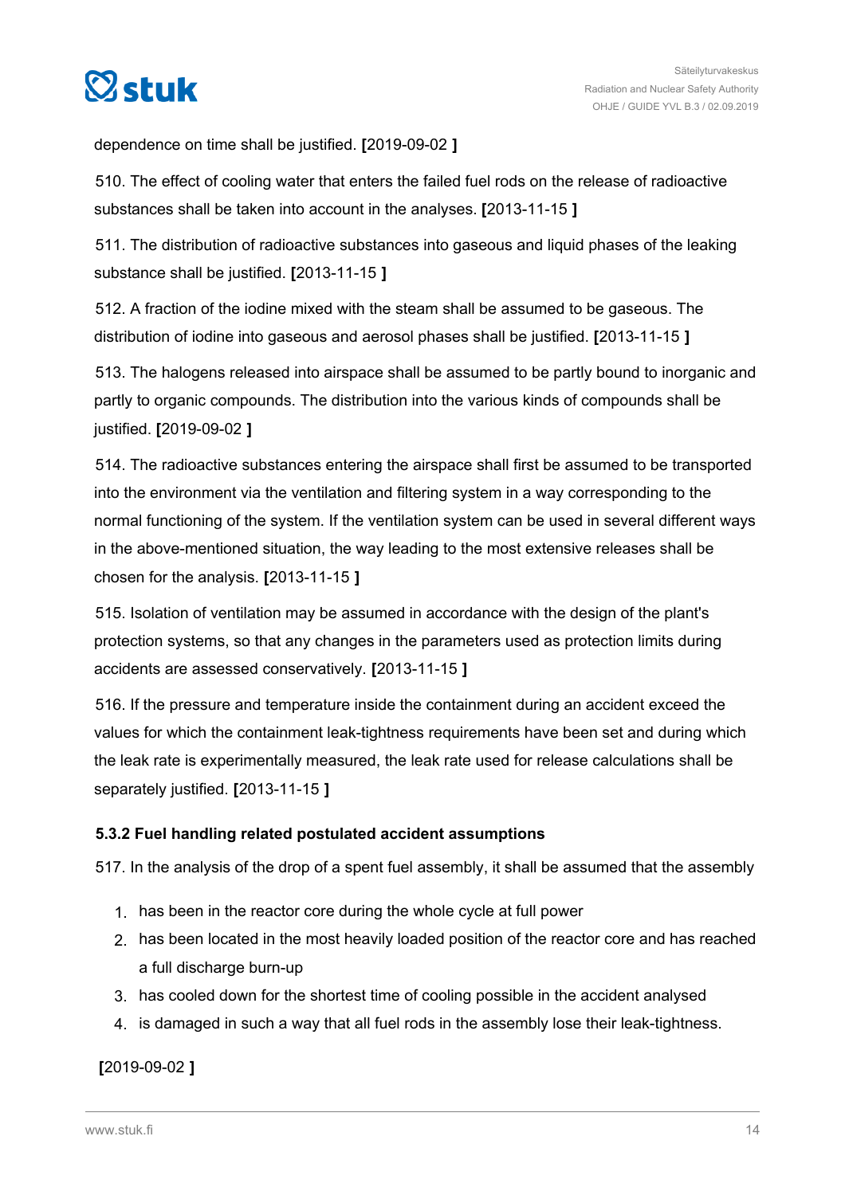dependence on time shall be justified. **[**2019-09-02 **]**

510. The effect of cooling water that enters the failed fuel rods on the release of radioactive substances shall be taken into account in the analyses. **[**2013-11-15 **]**

511. The distribution of radioactive substances into gaseous and liquid phases of the leaking substance shall be justified. **[**2013-11-15 **]**

512. A fraction of the iodine mixed with the steam shall be assumed to be gaseous. The distribution of iodine into gaseous and aerosol phases shall be justified. **[**2013-11-15 **]**

513. The halogens released into airspace shall be assumed to be partly bound to inorganic and partly to organic compounds. The distribution into the various kinds of compounds shall be justified. **[**2019-09-02 **]**

514. The radioactive substances entering the airspace shall first be assumed to be transported into the environment via the ventilation and filtering system in a way corresponding to the normal functioning of the system. If the ventilation system can be used in several different ways in the above-mentioned situation, the way leading to the most extensive releases shall be chosen for the analysis. **[**2013-11-15 **]**

515. Isolation of ventilation may be assumed in accordance with the design of the plant's protection systems, so that any changes in the parameters used as protection limits during accidents are assessed conservatively. **[**2013-11-15 **]**

516. If the pressure and temperature inside the containment during an accident exceed the values for which the containment leak-tightness requirements have been set and during which the leak rate is experimentally measured, the leak rate used for release calculations shall be separately justified. **[**2013-11-15 **]**

#### 5.3.2 Fuel handling related postulated accident assumptions

517. In the analysis of the drop of a spent fuel assembly, it shall be assumed that the assembly

1. has been in the reactor core during the whole cycle at full power
2. has been located in the most heavily loaded position of the reactor core and has reached a full discharge burn-up
3. has cooled down for the shortest time of cooling possible in the accident analysed
4. is damaged in such a way that all fuel rods in the assembly lose their leak-tightness.

**[**2019-09-02 **]**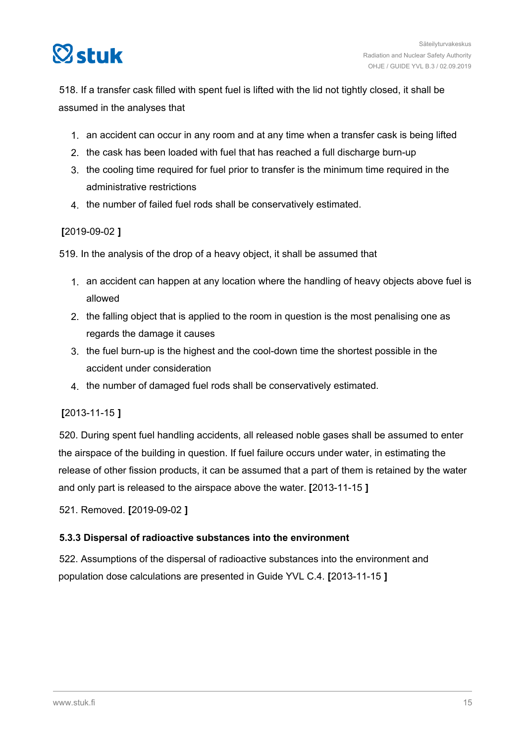518. If a transfer cask filled with spent fuel is lifted with the lid not tightly closed, it shall be assumed in the analyses that

1. an accident can occur in any room and at any time when a transfer cask is being lifted
2. the cask has been loaded with fuel that has reached a full discharge burn-up
3. the cooling time required for fuel prior to transfer is the minimum time required in the administrative restrictions
4. the number of failed fuel rods shall be conservatively estimated.

**[**2019-09-02 **]**

519. In the analysis of the drop of a heavy object, it shall be assumed that

1. an accident can happen at any location where the handling of heavy objects above fuel is allowed
2. the falling object that is applied to the room in question is the most penalising one as regards the damage it causes
3. the fuel burn-up is the highest and the cool-down time the shortest possible in the accident under consideration
4. the number of damaged fuel rods shall be conservatively estimated.

**[**2013-11-15 **]**

520. During spent fuel handling accidents, all released noble gases shall be assumed to enter the airspace of the building in question. If fuel failure occurs under water, in estimating the release of other fission products, it can be assumed that a part of them is retained by the water and only part is released to the airspace above the water. **[**2013-11-15 **]**

521. Removed. **[**2019-09-02 **]**

### 5.3.3 Dispersal of radioactive substances into the environment

522. Assumptions of the dispersal of radioactive substances into the environment and population dose calculations are presented in Guide YVL C.4. **[**2013-11-15 **]**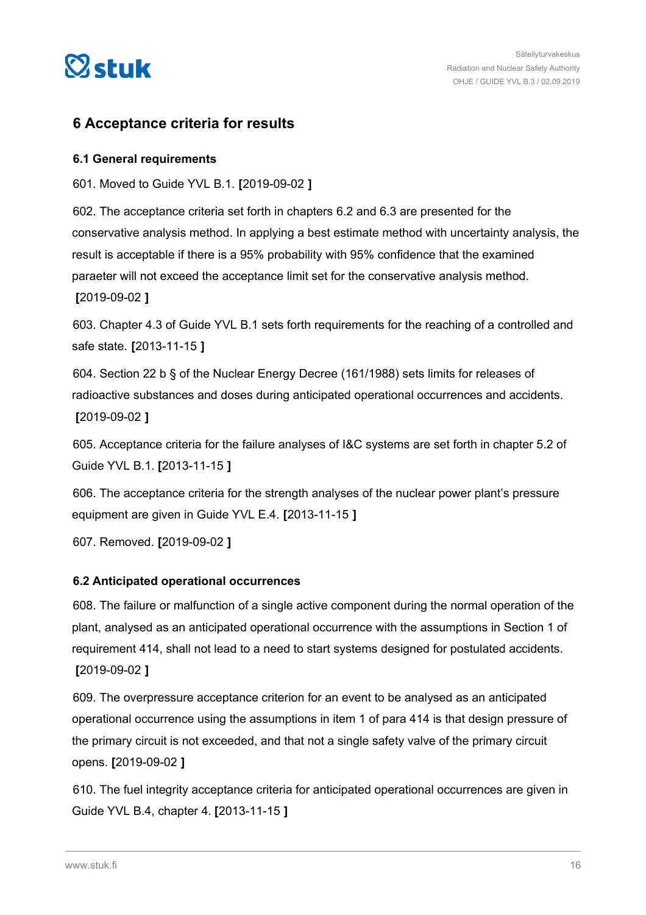## 6 Acceptance criteria for results

### 6.1 General requirements

601. Moved to Guide YVL B.1. **[**2019-09-02 **]**

602. The acceptance criteria set forth in chapters 6.2 and 6.3 are presented for the conservative analysis method. In applying a best estimate method with uncertainty analysis, the result is acceptable if there is a 95% probability with 95% confidence that the examined paraeter will not exceed the acceptance limit set for the conservative analysis method. **[**2019-09-02 **]**

603. Chapter 4.3 of Guide YVL B.1 sets forth requirements for the reaching of a controlled and safe state. **[**2013-11-15 **]**

604. Section 22 b § of the Nuclear Energy Decree (161/1988) sets limits for releases of radioactive substances and doses during anticipated operational occurrences and accidents. **[**2019-09-02 **]**

605. Acceptance criteria for the failure analyses of I&C systems are set forth in chapter 5.2 of Guide YVL B.1. **[**2013-11-15 **]**

606. The acceptance criteria for the strength analyses of the nuclear power plant's pressure equipment are given in Guide YVL E.4. **[**2013-11-15 **]**

607. Removed. **[**2019-09-02 **]**

### 6.2 Anticipated operational occurrences

608. The failure or malfunction of a single active component during the normal operation of the plant, analysed as an anticipated operational occurrence with the assumptions in Section 1 of requirement 414, shall not lead to a need to start systems designed for postulated accidents. **[**2019-09-02 **]**

609. The overpressure acceptance criterion for an event to be analysed as an anticipated operational occurrence using the assumptions in item 1 of para 414 is that design pressure of the primary circuit is not exceeded, and that not a single safety valve of the primary circuit opens. **[**2019-09-02 **]**

610. The fuel integrity acceptance criteria for anticipated operational occurrences are given in Guide YVL B.4, chapter 4. **[**2013-11-15 **]**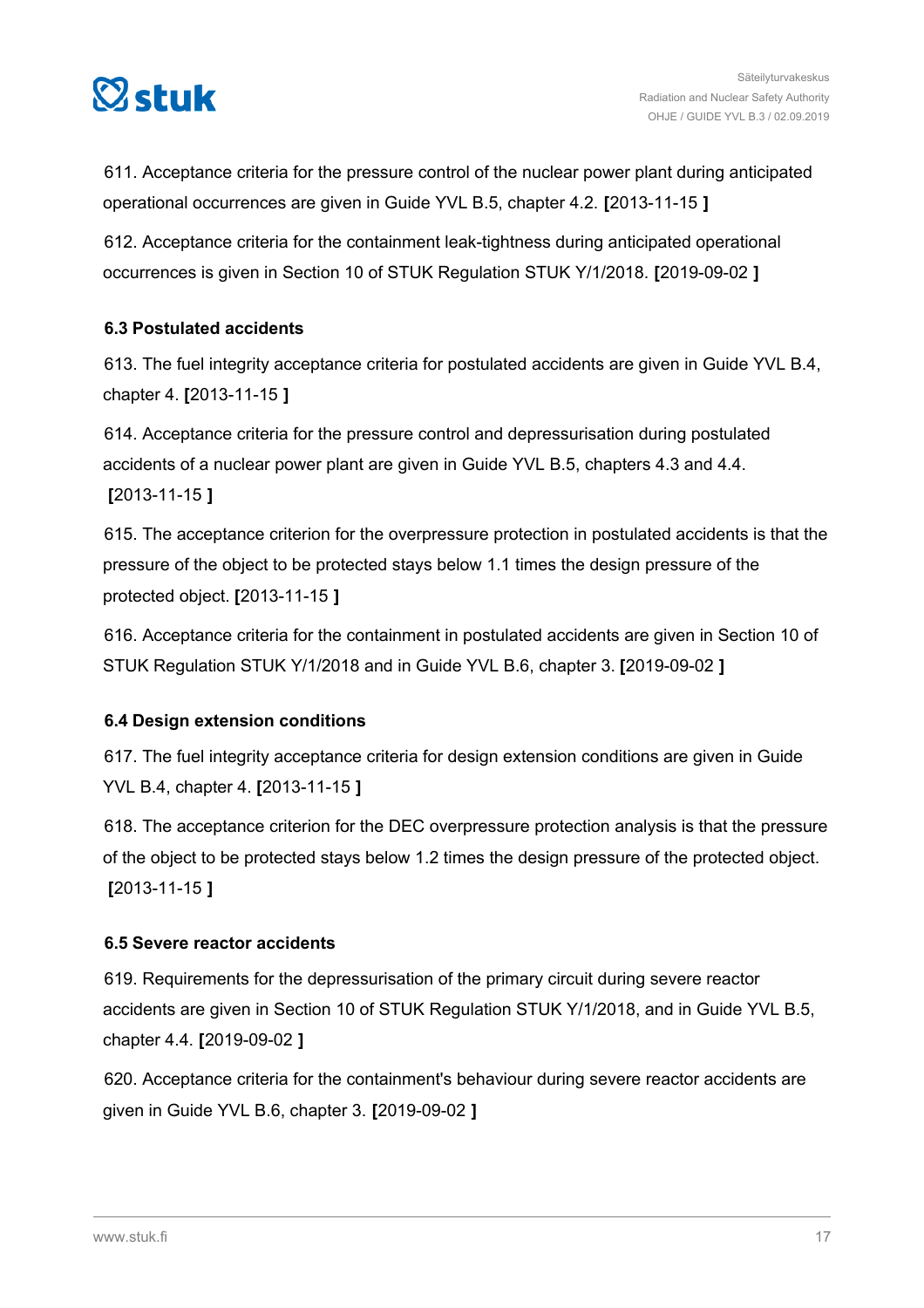611. Acceptance criteria for the pressure control of the nuclear power plant during anticipated operational occurrences are given in Guide YVL B.5, chapter 4.2. **[**2013-11-15 **]**

612. Acceptance criteria for the containment leak-tightness during anticipated operational occurrences is given in Section 10 of STUK Regulation STUK Y/1/2018. **[**2019-09-02 **]**

### 6.3 Postulated accidents

613. The fuel integrity acceptance criteria for postulated accidents are given in Guide YVL B.4, chapter 4. **[**2013-11-15 **]**

614. Acceptance criteria for the pressure control and depressurisation during postulated accidents of a nuclear power plant are given in Guide YVL B.5, chapters 4.3 and 4.4. **[**2013-11-15 **]**

615. The acceptance criterion for the overpressure protection in postulated accidents is that the pressure of the object to be protected stays below 1.1 times the design pressure of the protected object. **[**2013-11-15 **]**

616. Acceptance criteria for the containment in postulated accidents are given in Section 10 of STUK Regulation STUK Y/1/2018 and in Guide YVL B.6, chapter 3. **[**2019-09-02 **]**

### 6.4 Design extension conditions

617. The fuel integrity acceptance criteria for design extension conditions are given in Guide YVL B.4, chapter 4. **[**2013-11-15 **]**

618. The acceptance criterion for the DEC overpressure protection analysis is that the pressure of the object to be protected stays below 1.2 times the design pressure of the protected object. **[**2013-11-15 **]**

### 6.5 Severe reactor accidents

619. Requirements for the depressurisation of the primary circuit during severe reactor accidents are given in Section 10 of STUK Regulation STUK Y/1/2018, and in Guide YVL B.5, chapter 4.4. **[**2019-09-02 **]**

620. Acceptance criteria for the containment's behaviour during severe reactor accidents are given in Guide YVL B.6, chapter 3. **[**2019-09-02 **]**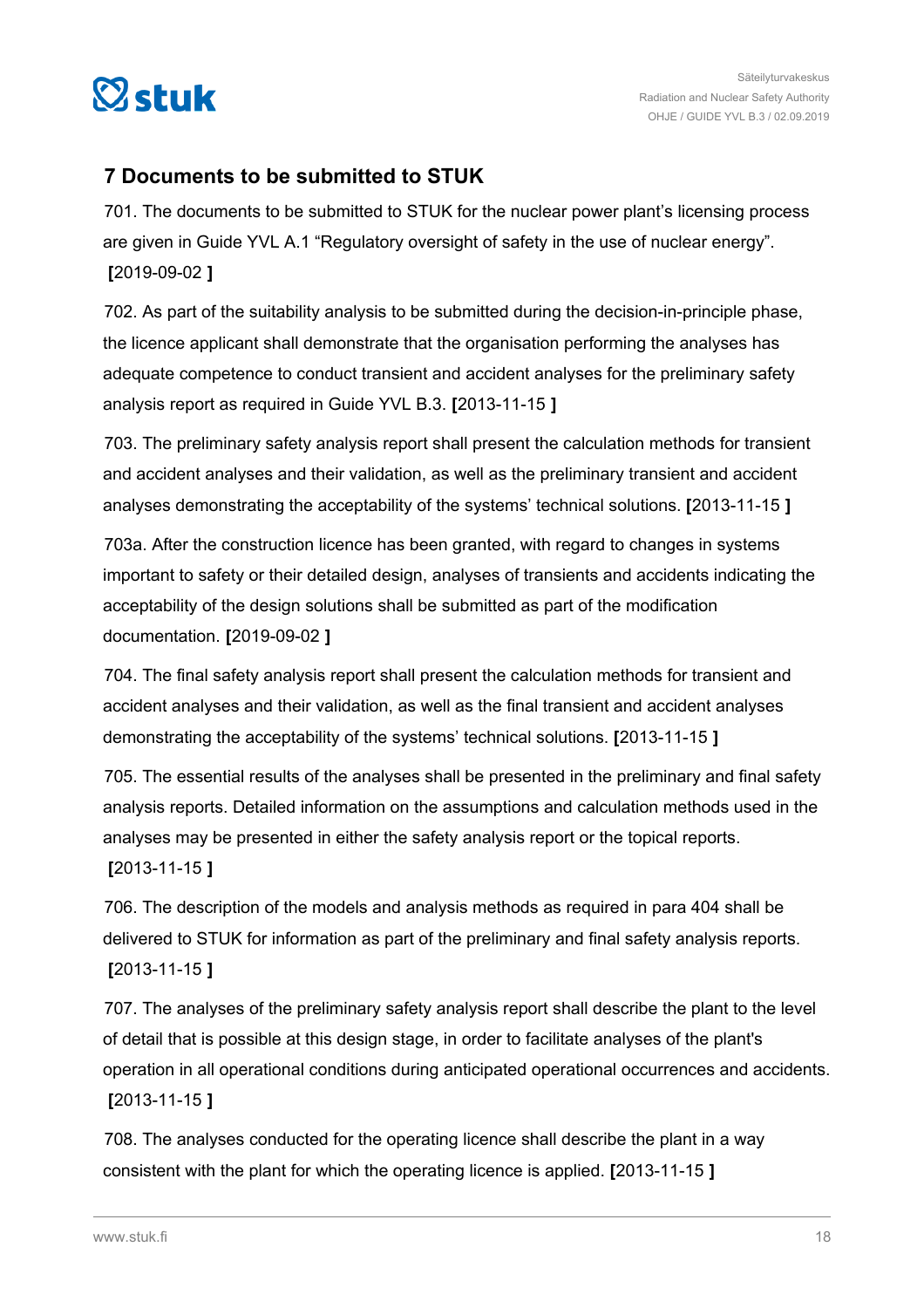## 7 Documents to be submitted to STUK

701. The documents to be submitted to STUK for the nuclear power plant's licensing process are given in Guide YVL A.1 "Regulatory oversight of safety in the use of nuclear energy". **[**2019-09-02 **]**

702. As part of the suitability analysis to be submitted during the decision-in-principle phase, the licence applicant shall demonstrate that the organisation performing the analyses has adequate competence to conduct transient and accident analyses for the preliminary safety analysis report as required in Guide YVL B.3. **[**2013-11-15 **]**

703. The preliminary safety analysis report shall present the calculation methods for transient and accident analyses and their validation, as well as the preliminary transient and accident analyses demonstrating the acceptability of the systems' technical solutions. **[**2013-11-15 **]**

703a. After the construction licence has been granted, with regard to changes in systems important to safety or their detailed design, analyses of transients and accidents indicating the acceptability of the design solutions shall be submitted as part of the modification documentation. **[**2019-09-02 **]**

704. The final safety analysis report shall present the calculation methods for transient and accident analyses and their validation, as well as the final transient and accident analyses demonstrating the acceptability of the systems' technical solutions. **[**2013-11-15 **]**

705. The essential results of the analyses shall be presented in the preliminary and final safety analysis reports. Detailed information on the assumptions and calculation methods used in the analyses may be presented in either the safety analysis report or the topical reports. **[**2013-11-15 **]**

706. The description of the models and analysis methods as required in para 404 shall be delivered to STUK for information as part of the preliminary and final safety analysis reports. **[**2013-11-15 **]**

707. The analyses of the preliminary safety analysis report shall describe the plant to the level of detail that is possible at this design stage, in order to facilitate analyses of the plant's operation in all operational conditions during anticipated operational occurrences and accidents. **[**2013-11-15 **]**

708. The analyses conducted for the operating licence shall describe the plant in a way consistent with the plant for which the operating licence is applied. **[**2013-11-15 **]**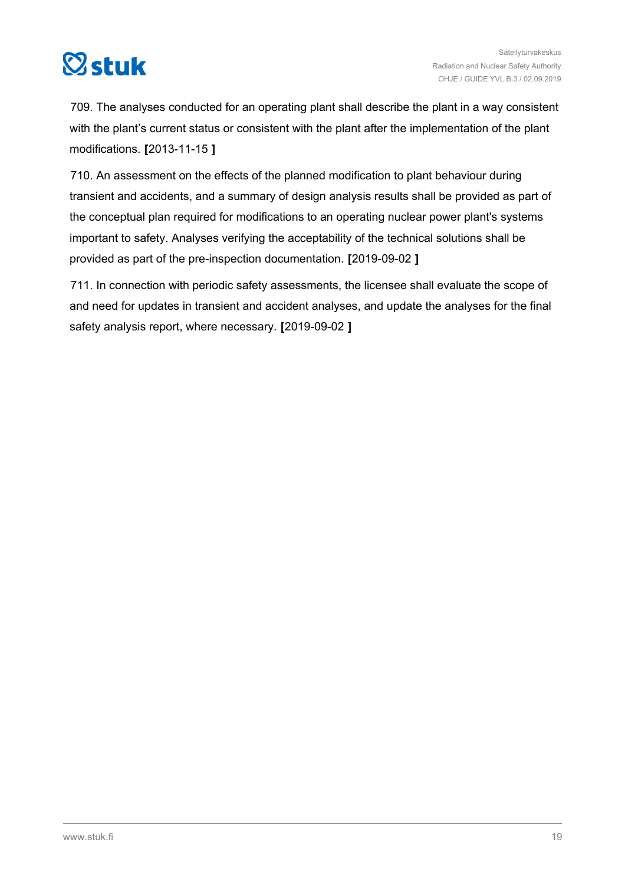709. The analyses conducted for an operating plant shall describe the plant in a way consistent with the plant's current status or consistent with the plant after the implementation of the plant modifications. **[**2013-11-15 **]**

710. An assessment on the effects of the planned modification to plant behaviour during transient and accidents, and a summary of design analysis results shall be provided as part of the conceptual plan required for modifications to an operating nuclear power plant's systems important to safety. Analyses verifying the acceptability of the technical solutions shall be provided as part of the pre-inspection documentation. **[**2019-09-02 **]**

711. In connection with periodic safety assessments, the licensee shall evaluate the scope of and need for updates in transient and accident analyses, and update the analyses for the final safety analysis report, where necessary. **[**2019-09-02 **]**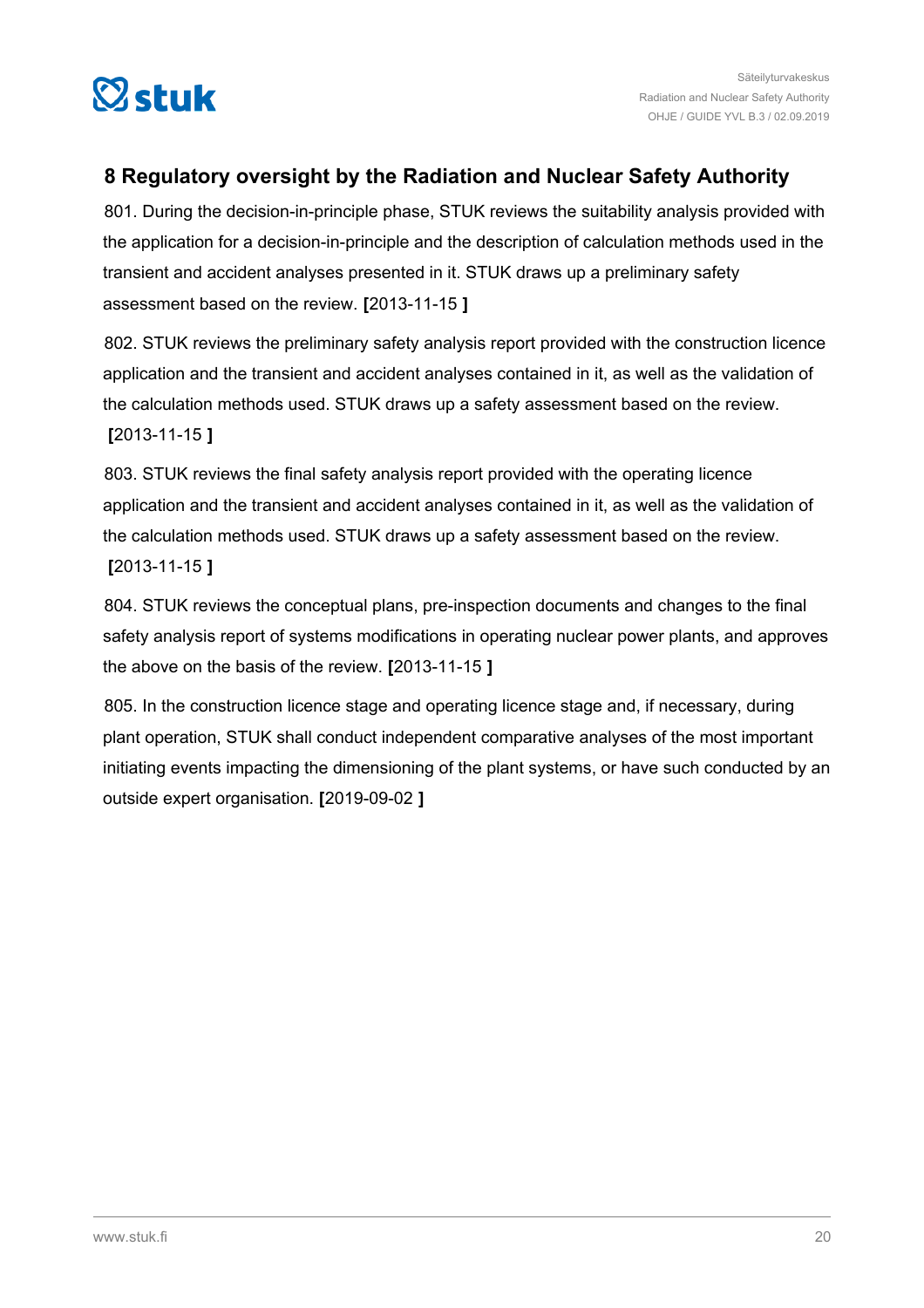## 8 Regulatory oversight by the Radiation and Nuclear Safety Authority

801. During the decision-in-principle phase, STUK reviews the suitability analysis provided with the application for a decision-in-principle and the description of calculation methods used in the transient and accident analyses presented in it. STUK draws up a preliminary safety assessment based on the review. **[**2013-11-15 **]**

802. STUK reviews the preliminary safety analysis report provided with the construction licence application and the transient and accident analyses contained in it, as well as the validation of the calculation methods used. STUK draws up a safety assessment based on the review. **[**2013-11-15 **]**

803. STUK reviews the final safety analysis report provided with the operating licence application and the transient and accident analyses contained in it, as well as the validation of the calculation methods used. STUK draws up a safety assessment based on the review. **[**2013-11-15 **]**

804. STUK reviews the conceptual plans, pre-inspection documents and changes to the final safety analysis report of systems modifications in operating nuclear power plants, and approves the above on the basis of the review. **[**2013-11-15 **]**

805. In the construction licence stage and operating licence stage and, if necessary, during plant operation, STUK shall conduct independent comparative analyses of the most important initiating events impacting the dimensioning of the plant systems, or have such conducted by an outside expert organisation. **[**2019-09-02 **]**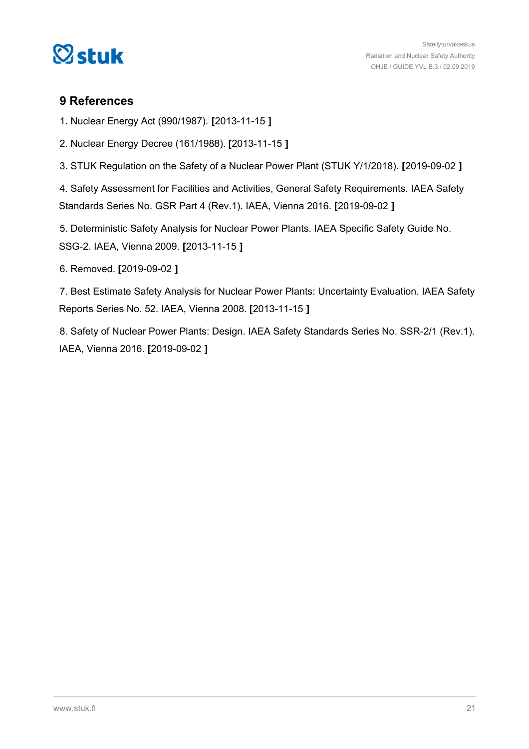## 9 References

1. Nuclear Energy Act (990/1987). **[**2013-11-15 **]**

2. Nuclear Energy Decree (161/1988). **[**2013-11-15 **]**

3. STUK Regulation on the Safety of a Nuclear Power Plant (STUK Y/1/2018). **[**2019-09-02 **]**

4. Safety Assessment for Facilities and Activities, General Safety Requirements. IAEA Safety Standards Series No. GSR Part 4 (Rev.1). IAEA, Vienna 2016. **[**2019-09-02 **]**

5. Deterministic Safety Analysis for Nuclear Power Plants. IAEA Specific Safety Guide No. SSG-2. IAEA, Vienna 2009. **[**2013-11-15 **]**

6. Removed. **[**2019-09-02 **]**

7. Best Estimate Safety Analysis for Nuclear Power Plants: Uncertainty Evaluation. IAEA Safety Reports Series No. 52. IAEA, Vienna 2008. **[**2013-11-15 **]**

8. Safety of Nuclear Power Plants: Design. IAEA Safety Standards Series No. SSR-2/1 (Rev.1). IAEA, Vienna 2016. **[**2019-09-02 **]**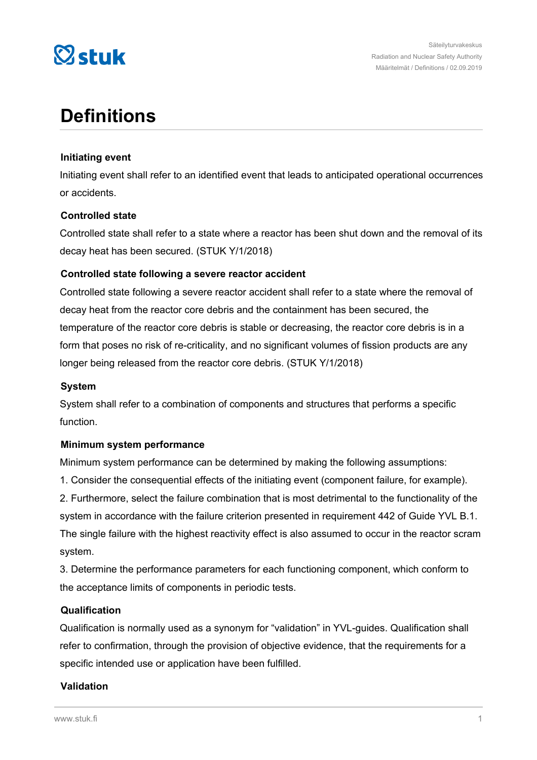# Definitions

### Initiating event

Initiating event shall refer to an identified event that leads to anticipated operational occurrences or accidents.

### Controlled state

Controlled state shall refer to a state where a reactor has been shut down and the removal of its decay heat has been secured. (STUK Y/1/2018)

### Controlled state following a severe reactor accident

Controlled state following a severe reactor accident shall refer to a state where the removal of decay heat from the reactor core debris and the containment has been secured, the temperature of the reactor core debris is stable or decreasing, the reactor core debris is in a form that poses no risk of re-criticality, and no significant volumes of fission products are any longer being released from the reactor core debris. (STUK Y/1/2018)

### System

System shall refer to a combination of components and structures that performs a specific function.

### Minimum system performance

Minimum system performance can be determined by making the following assumptions:

1. Consider the consequential effects of the initiating event (component failure, for example).
2. Furthermore, select the failure combination that is most detrimental to the functionality of the system in accordance with the failure criterion presented in requirement 442 of Guide YVL B.1. The single failure with the highest reactivity effect is also assumed to occur in the reactor scram system.
3. Determine the performance parameters for each functioning component, which conform to the acceptance limits of components in periodic tests.

### Qualification

Qualification is normally used as a synonym for “validation” in YVL-guides. Qualification shall refer to confirmation, through the provision of objective evidence, that the requirements for a specific intended use or application have been fulfilled.

### Validation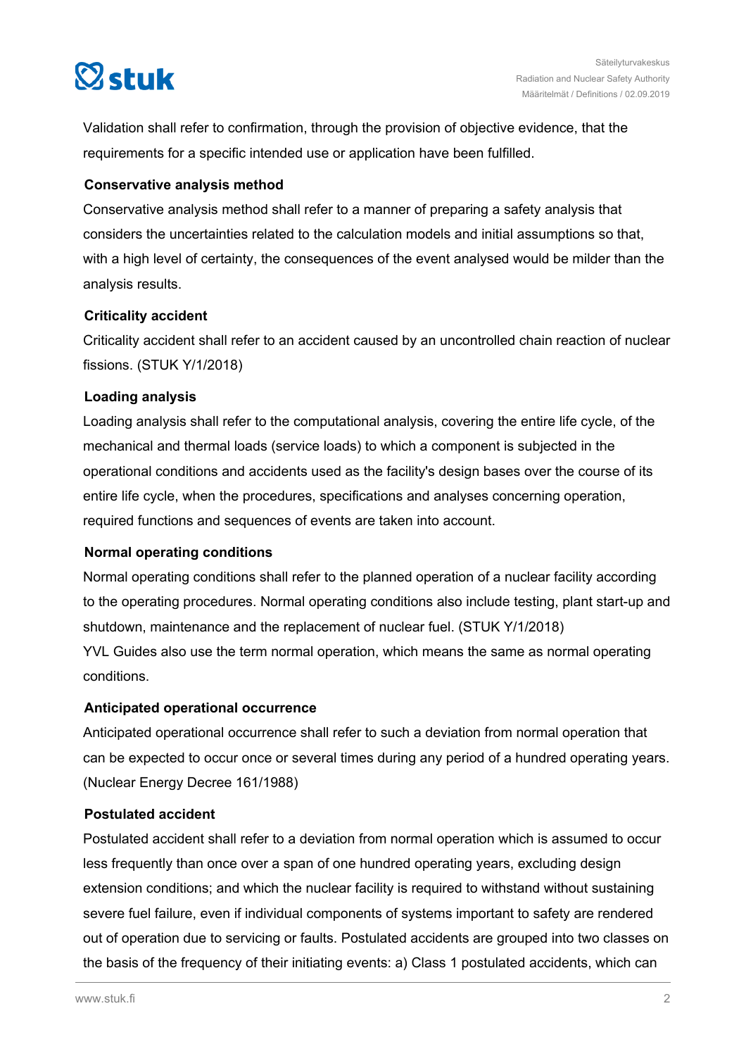Validation shall refer to confirmation, through the provision of objective evidence, that the requirements for a specific intended use or application have been fulfilled.

**Conservative analysis method**

Conservative analysis method shall refer to a manner of preparing a safety analysis that considers the uncertainties related to the calculation models and initial assumptions so that, with a high level of certainty, the consequences of the event analysed would be milder than the analysis results.

**Criticality accident**

Criticality accident shall refer to an accident caused by an uncontrolled chain reaction of nuclear fissions. (STUK Y/1/2018)

**Loading analysis**

Loading analysis shall refer to the computational analysis, covering the entire life cycle, of the mechanical and thermal loads (service loads) to which a component is subjected in the operational conditions and accidents used as the facility's design bases over the course of its entire life cycle, when the procedures, specifications and analyses concerning operation, required functions and sequences of events are taken into account.

**Normal operating conditions**

Normal operating conditions shall refer to the planned operation of a nuclear facility according to the operating procedures. Normal operating conditions also include testing, plant start-up and shutdown, maintenance and the replacement of nuclear fuel. (STUK Y/1/2018)
YVL Guides also use the term normal operation, which means the same as normal operating conditions.

**Anticipated operational occurrence**

Anticipated operational occurrence shall refer to such a deviation from normal operation that can be expected to occur once or several times during any period of a hundred operating years. (Nuclear Energy Decree 161/1988)

**Postulated accident**

Postulated accident shall refer to a deviation from normal operation which is assumed to occur less frequently than once over a span of one hundred operating years, excluding design extension conditions; and which the nuclear facility is required to withstand without sustaining severe fuel failure, even if individual components of systems important to safety are rendered out of operation due to servicing or faults. Postulated accidents are grouped into two classes on the basis of the frequency of their initiating events: a) Class 1 postulated accidents, which can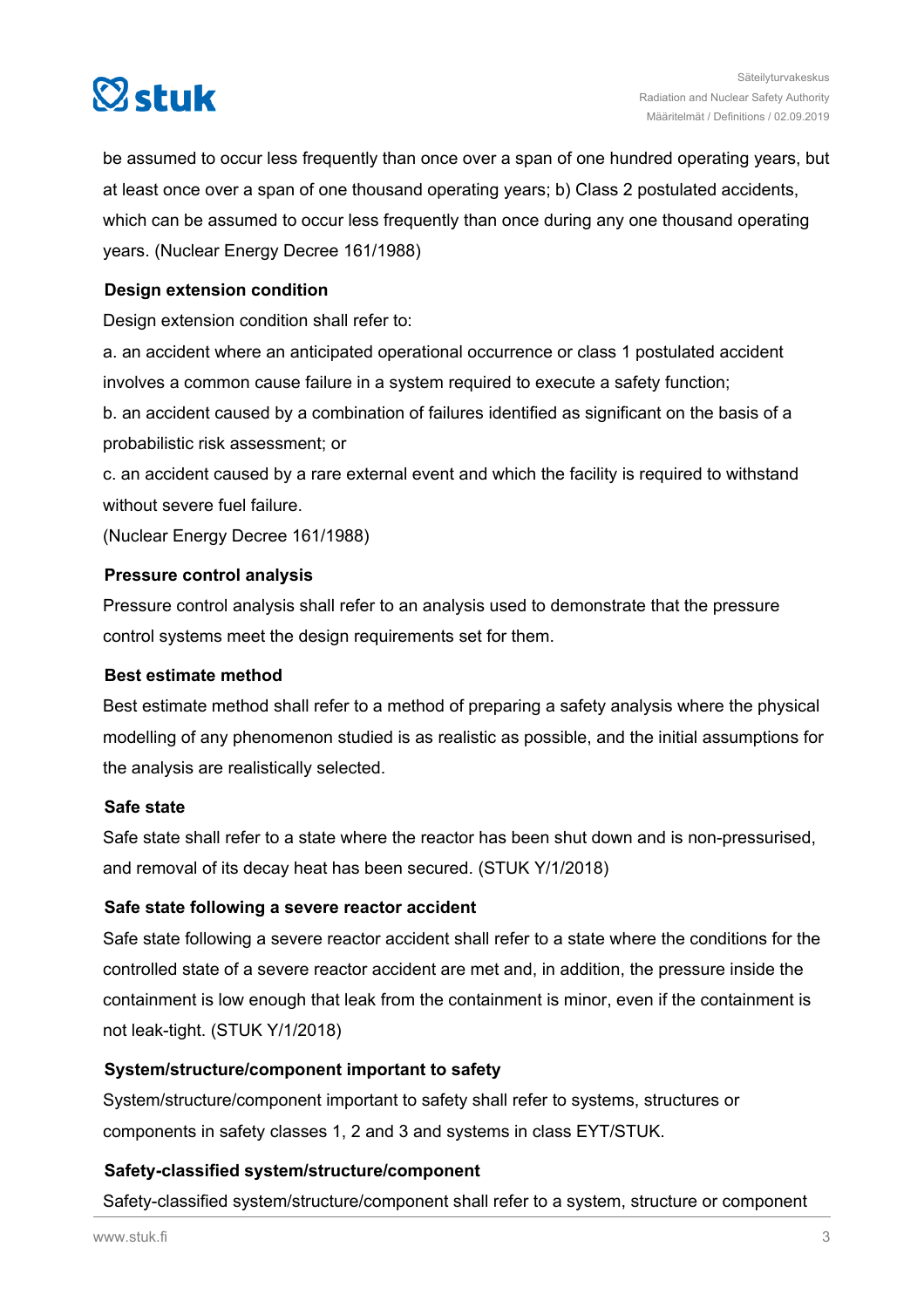be assumed to occur less frequently than once over a span of one hundred operating years, but at least once over a span of one thousand operating years; b) Class 2 postulated accidents, which can be assumed to occur less frequently than once during any one thousand operating years. (Nuclear Energy Decree 161/1988)

### Design extension condition

Design extension condition shall refer to:

a. an accident where an anticipated operational occurrence or class 1 postulated accident involves a common cause failure in a system required to execute a safety function;

b. an accident caused by a combination of failures identified as significant on the basis of a probabilistic risk assessment; or

c. an accident caused by a rare external event and which the facility is required to withstand without severe fuel failure.

(Nuclear Energy Decree 161/1988)

### Pressure control analysis

Pressure control analysis shall refer to an analysis used to demonstrate that the pressure control systems meet the design requirements set for them.

### Best estimate method

Best estimate method shall refer to a method of preparing a safety analysis where the physical modelling of any phenomenon studied is as realistic as possible, and the initial assumptions for the analysis are realistically selected.

### Safe state

Safe state shall refer to a state where the reactor has been shut down and is non-pressurised, and removal of its decay heat has been secured. (STUK Y/1/2018)

### Safe state following a severe reactor accident

Safe state following a severe reactor accident shall refer to a state where the conditions for the controlled state of a severe reactor accident are met and, in addition, the pressure inside the containment is low enough that leak from the containment is minor, even if the containment is not leak-tight. (STUK Y/1/2018)

### System/structure/component important to safety

System/structure/component important to safety shall refer to systems, structures or components in safety classes 1, 2 and 3 and systems in class EYT/STUK.

### Safety-classified system/structure/component

Safety-classified system/structure/component shall refer to a system, structure or component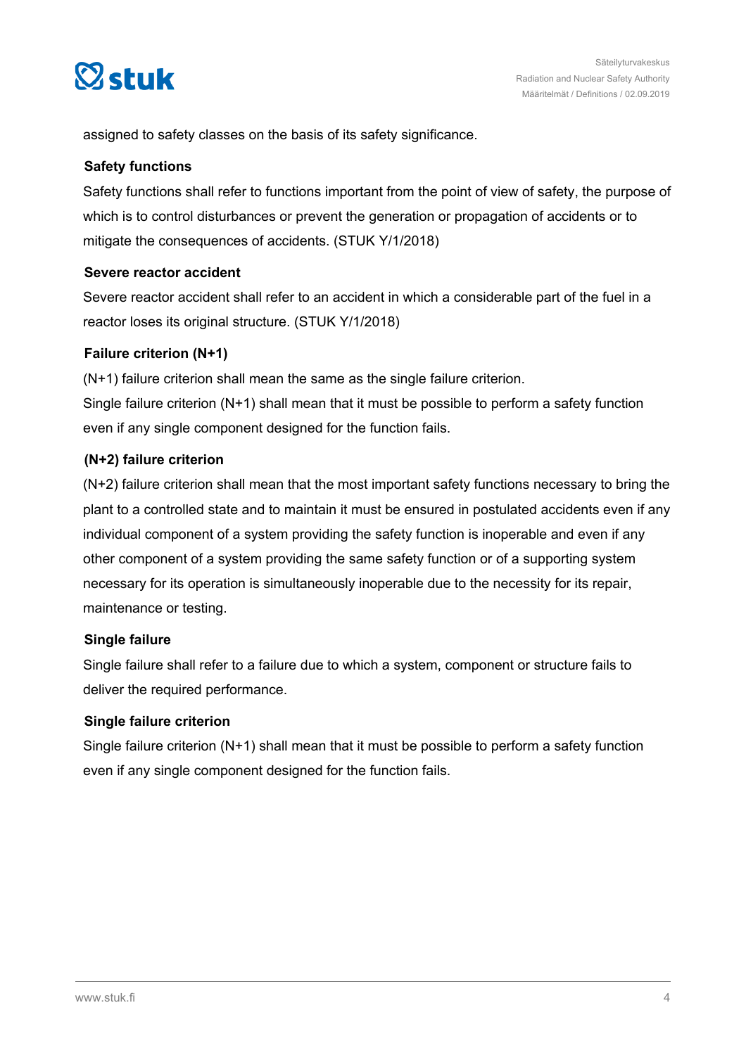assigned to safety classes on the basis of its safety significance.

**Safety functions**

Safety functions shall refer to functions important from the point of view of safety, the purpose of which is to control disturbances or prevent the generation or propagation of accidents or to mitigate the consequences of accidents. (STUK Y/1/2018)

**Severe reactor accident**

Severe reactor accident shall refer to an accident in which a considerable part of the fuel in a reactor loses its original structure. (STUK Y/1/2018)

**Failure criterion (N+1)**

(N+1) failure criterion shall mean the same as the single failure criterion.
Single failure criterion (N+1) shall mean that it must be possible to perform a safety function even if any single component designed for the function fails.

**(N+2) failure criterion**

(N+2) failure criterion shall mean that the most important safety functions necessary to bring the plant to a controlled state and to maintain it must be ensured in postulated accidents even if any individual component of a system providing the safety function is inoperable and even if any other component of a system providing the same safety function or of a supporting system necessary for its operation is simultaneously inoperable due to the necessity for its repair, maintenance or testing.

**Single failure**

Single failure shall refer to a failure due to which a system, component or structure fails to deliver the required performance.

**Single failure criterion**

Single failure criterion (N+1) shall mean that it must be possible to perform a safety function even if any single component designed for the function fails.